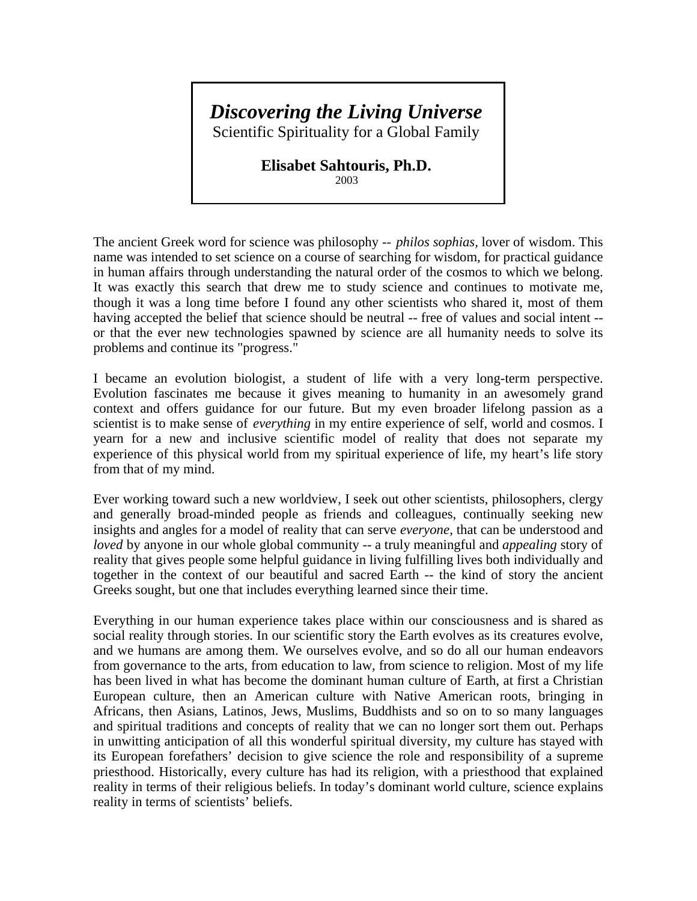# *Discovering the Living Universe*

Scientific Spirituality for a Global Family

**Elisabet Sahtouris, Ph.D.**

2003

The ancient Greek word for science was philosophy -- *philos sophias,* lover of wisdom. This name was intended to set science on a course of searching for wisdom, for practical guidance in human affairs through understanding the natural order of the cosmos to which we belong. It was exactly this search that drew me to study science and continues to motivate me, though it was a long time before I found any other scientists who shared it, most of them having accepted the belief that science should be neutral -- free of values and social intent -- or that the ever new technologies spawned by science are all humanity needs to solve its problems and continue its "progress."

I became an evolution biologist, a student of life with a very long-term perspective. Evolution fascinates me because it gives meaning to humanity in an awesomely grand context and offers guidance for our future. But my even broader lifelong passion as a scientist is to make sense of *everything* in my entire experience of self, world and cosmos. I yearn for a new and inclusive scientific model of reality that does not separate my experience of this physical world from my spiritual experience of life, my heart's life story from that of my mind.

Ever working toward such a new worldview, I seek out other scientists, philosophers, clergy and generally broad-minded people as friends and colleagues, continually seeking new insights and angles for a model of reality that can serve *everyone*, that can be understood and *loved* by anyone in our whole global community -- a truly meaningful and *appealing* story of reality that gives people some helpful guidance in living fulfilling lives both individually and together in the context of our beautiful and sacred Earth -- the kind of story the ancient Greeks sought, but one that includes everything learned since their time.

Everything in our human experience takes place within our consciousness and is shared as social reality through stories. In our scientific story the Earth evolves as its creatures evolve, and we humans are among them. We ourselves evolve, and so do all our human endeavors from governance to the arts, from education to law, from science to religion. Most of my life has been lived in what has become the dominant human culture of Earth, at first a Christian European culture, then an American culture with Native American roots, bringing in Africans, then Asians, Latinos, Jews, Muslims, Buddhists and so on to so many languages and spiritual traditions and concepts of reality that we can no longer sort them out. Perhaps in unwitting anticipation of all this wonderful spiritual diversity, my culture has stayed with its European forefathers' decision to give science the role and responsibility of a supreme priesthood. Historically, every culture has had its religion, with a priesthood that explained reality in terms of their religious beliefs. In today's dominant world culture, science explains reality in terms of scientists' beliefs.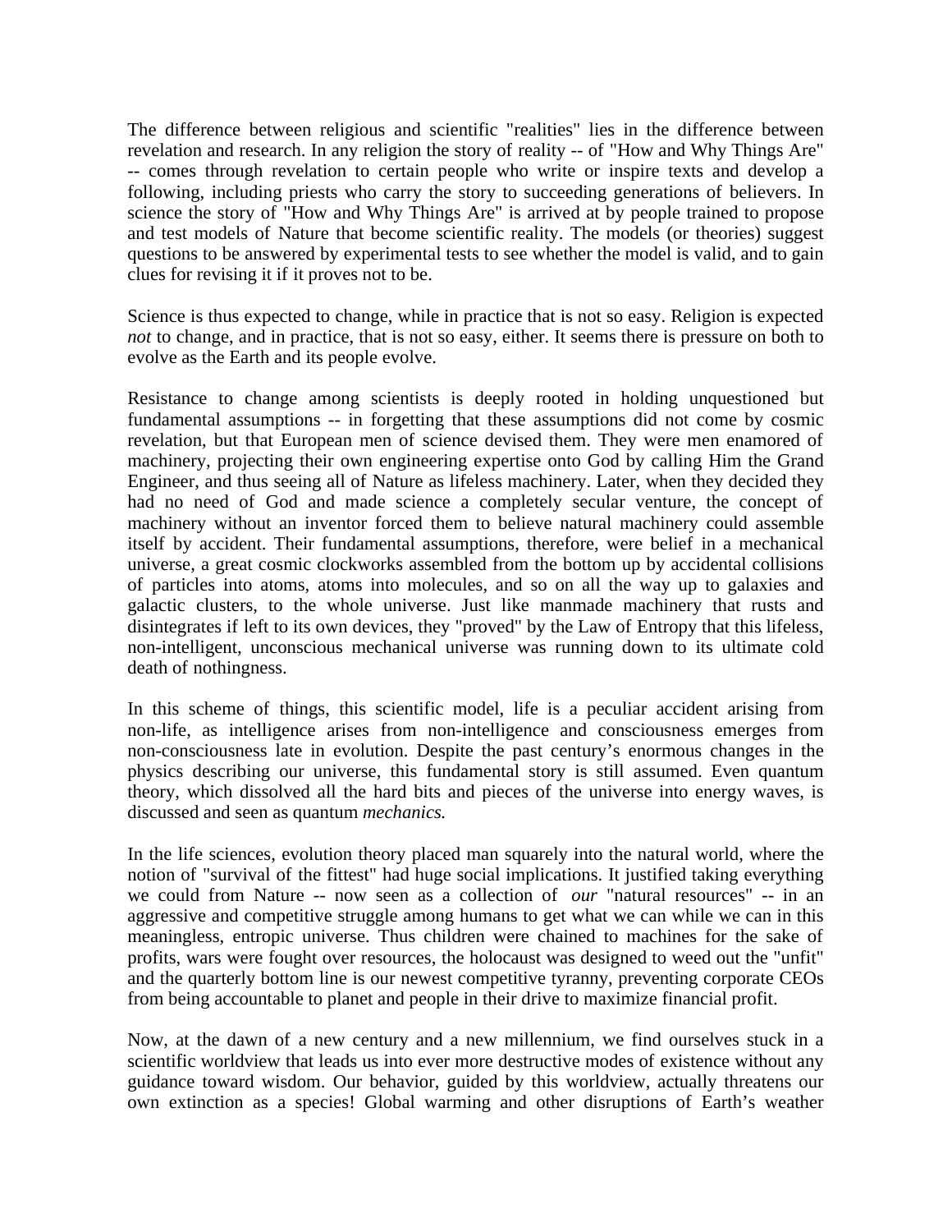The difference between religious and scientific "realities" lies in the difference between revelation and research. In any religion the story of reality -- of "How and Why Things Are" -- comes through revelation to certain people who write or inspire texts and develop a following, including priests who carry the story to succeeding generations of believers. In science the story of "How and Why Things Are" is arrived at by people trained to propose and test models of Nature that become scientific reality. The models (or theories) suggest questions to be answered by experimental tests to see whether the model is valid, and to gain clues for revising it if it proves not to be.

Science is thus expected to change, while in practice that is not so easy. Religion is expected *not* to change, and in practice, that is not so easy, either. It seems there is pressure on both to evolve as the Earth and its people evolve.

Resistance to change among scientists is deeply rooted in holding unquestioned but fundamental assumptions -- in forgetting that these assumptions did not come by cosmic revelation, but that European men of science devised them. They were men enamored of machinery, projecting their own engineering expertise onto God by calling Him the Grand Engineer, and thus seeing all of Nature as lifeless machinery. Later, when they decided they had no need of God and made science a completely secular venture, the concept of machinery without an inventor forced them to believe natural machinery could assemble itself by accident. Their fundamental assumptions, therefore, were belief in a mechanical universe, a great cosmic clockworks assembled from the bottom up by accidental collisions of particles into atoms, atoms into molecules, and so on all the way up to galaxies and galactic clusters, to the whole universe. Just like manmade machinery that rusts and disintegrates if left to its own devices, they "proved" by the Law of Entropy that this lifeless, non-intelligent, unconscious mechanical universe was running down to its ultimate cold death of nothingness.

In this scheme of things, this scientific model, life is a peculiar accident arising from non-life, as intelligence arises from non-intelligence and consciousness emerges from non-consciousness late in evolution. Despite the past century's enormous changes in the physics describing our universe, this fundamental story is still assumed. Even quantum theory, which dissolved all the hard bits and pieces of the universe into energy waves, is discussed and seen as quantum *mechanics.*

In the life sciences, evolution theory placed man squarely into the natural world, where the notion of "survival of the fittest" had huge social implications. It justified taking everything we could from Nature -- now seen as a collection of *our* "natural resources" -- in an aggressive and competitive struggle among humans to get what we can while we can in this meaningless, entropic universe. Thus children were chained to machines for the sake of profits, wars were fought over resources, the holocaust was designed to weed out the "unfit" and the quarterly bottom line is our newest competitive tyranny, preventing corporate CEOs from being accountable to planet and people in their drive to maximize financial profit.

Now, at the dawn of a new century and a new millennium, we find ourselves stuck in a scientific worldview that leads us into ever more destructive modes of existence without any guidance toward wisdom. Our behavior, guided by this worldview, actually threatens our own extinction as a species! Global warming and other disruptions of Earth's weather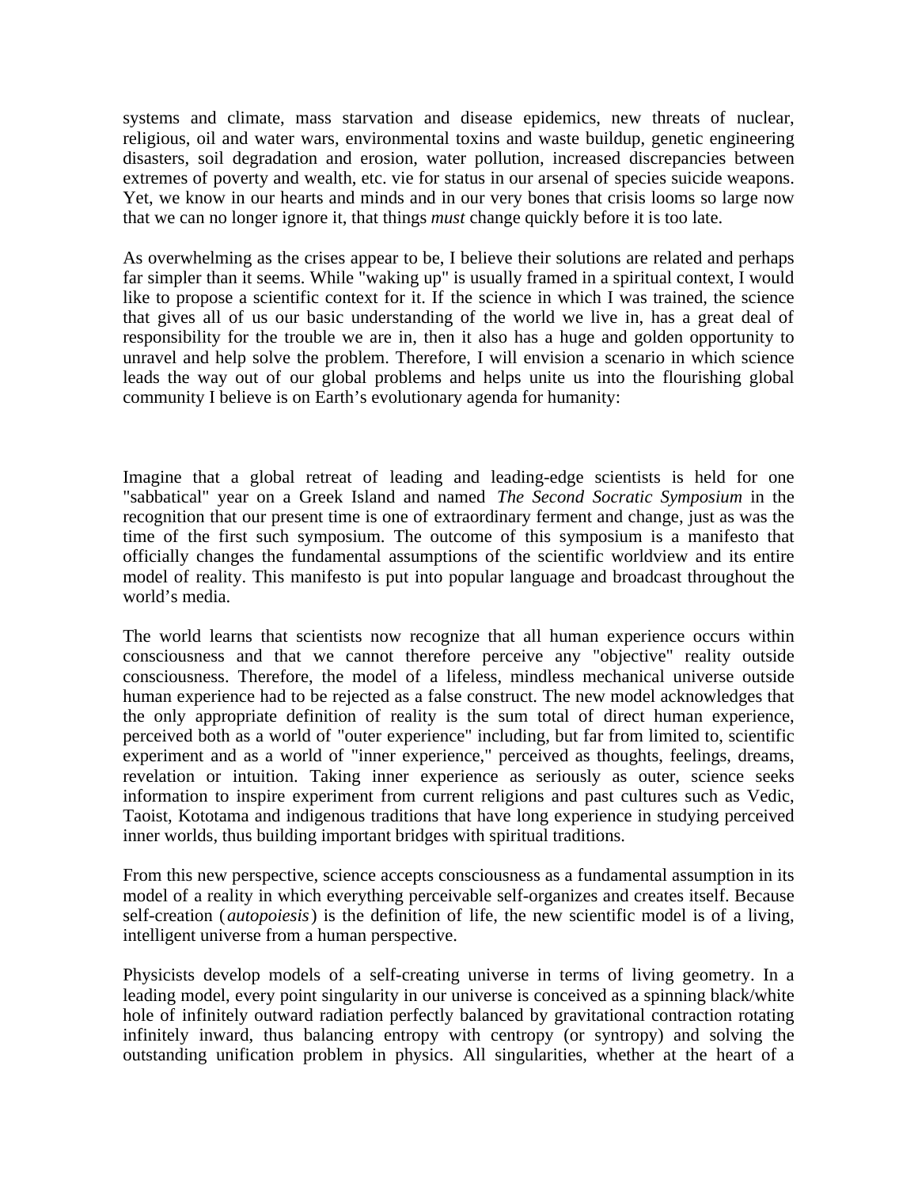systems and climate, mass starvation and disease epidemics, new threats of nuclear, religious, oil and water wars, environmental toxins and waste buildup, genetic engineering disasters, soil degradation and erosion, water pollution, increased discrepancies between extremes of poverty and wealth, etc. vie for status in our arsenal of species suicide weapons. Yet, we know in our hearts and minds and in our very bones that crisis looms so large now that we can no longer ignore it, that things *must* change quickly before it is too late.

As overwhelming as the crises appear to be, I believe their solutions are related and perhaps far simpler than it seems. While "waking up" is usually framed in a spiritual context, I would like to propose a scientific context for it. If the science in which I was trained, the science that gives all of us our basic understanding of the world we live in, has a great deal of responsibility for the trouble we are in, then it also has a huge and golden opportunity to unravel and help solve the problem. Therefore, I will envision a scenario in which science leads the way out of our global problems and helps unite us into the flourishing global community I believe is on Earth's evolutionary agenda for humanity:

Imagine that a global retreat of leading and leading-edge scientists is held for one "sabbatical" year on a Greek Island and named *The Second Socratic Symposium* in the recognition that our present time is one of extraordinary ferment and change, just as was the time of the first such symposium. The outcome of this symposium is a manifesto that officially changes the fundamental assumptions of the scientific worldview and its entire model of reality. This manifesto is put into popular language and broadcast throughout the world's media.

The world learns that scientists now recognize that all human experience occurs within consciousness and that we cannot therefore perceive any "objective" reality outside consciousness. Therefore, the model of a lifeless, mindless mechanical universe outside human experience had to be rejected as a false construct. The new model acknowledges that the only appropriate definition of reality is the sum total of direct human experience, perceived both as a world of "outer experience" including, but far from limited to, scientific experiment and as a world of "inner experience," perceived as thoughts, feelings, dreams, revelation or intuition. Taking inner experience as seriously as outer, science seeks information to inspire experiment from current religions and past cultures such as Vedic, Taoist, Kototama and indigenous traditions that have long experience in studying perceived inner worlds, thus building important bridges with spiritual traditions.

From this new perspective, science accepts consciousness as a fundamental assumption in its model of a reality in which everything perceivable self-organizes and creates itself. Because self-creation (*autopoiesis*) is the definition of life, the new scientific model is of a living, intelligent universe from a human perspective.

Physicists develop models of a self-creating universe in terms of living geometry. In a leading model, every point singularity in our universe is conceived as a spinning black/white hole of infinitely outward radiation perfectly balanced by gravitational contraction rotating infinitely inward, thus balancing entropy with centropy (or syntropy) and solving the outstanding unification problem in physics. All singularities, whether at the heart of a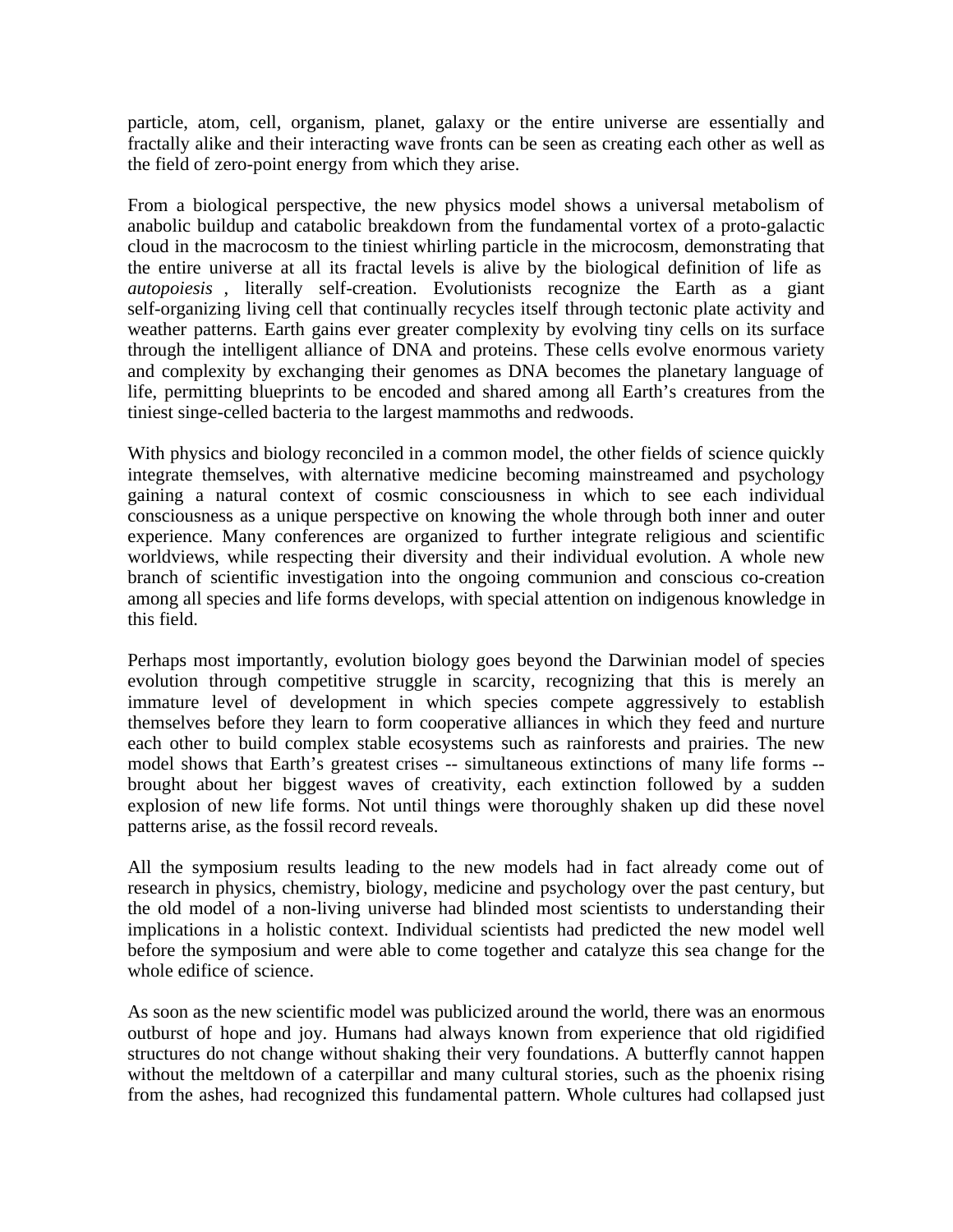particle, atom, cell, organism, planet, galaxy or the entire universe are essentially and fractally alike and their interacting wave fronts can be seen as creating each other as well as the field of zero-point energy from which they arise.

From a biological perspective, the new physics model shows a universal metabolism of anabolic buildup and catabolic breakdown from the fundamental vortex of a proto-galactic cloud in the macrocosm to the tiniest whirling particle in the microcosm, demonstrating that the entire universe at all its fractal levels is alive by the biological definition of life as *autopoiesis* , literally self-creation. Evolutionists recognize the Earth as a giant self-organizing living cell that continually recycles itself through tectonic plate activity and weather patterns. Earth gains ever greater complexity by evolving tiny cells on its surface through the intelligent alliance of DNA and proteins. These cells evolve enormous variety and complexity by exchanging their genomes as DNA becomes the planetary language of life, permitting blueprints to be encoded and shared among all Earth's creatures from the tiniest singe-celled bacteria to the largest mammoths and redwoods.

With physics and biology reconciled in a common model, the other fields of science quickly integrate themselves, with alternative medicine becoming mainstreamed and psychology gaining a natural context of cosmic consciousness in which to see each individual consciousness as a unique perspective on knowing the whole through both inner and outer experience. Many conferences are organized to further integrate religious and scientific worldviews, while respecting their diversity and their individual evolution. A whole new branch of scientific investigation into the ongoing communion and conscious co-creation among all species and life forms develops, with special attention on indigenous knowledge in this field.

Perhaps most importantly, evolution biology goes beyond the Darwinian model of species evolution through competitive struggle in scarcity, recognizing that this is merely an immature level of development in which species compete aggressively to establish themselves before they learn to form cooperative alliances in which they feed and nurture each other to build complex stable ecosystems such as rainforests and prairies. The new model shows that Earth's greatest crises -- simultaneous extinctions of many life forms -- brought about her biggest waves of creativity, each extinction followed by a sudden explosion of new life forms. Not until things were thoroughly shaken up did these novel patterns arise, as the fossil record reveals.

All the symposium results leading to the new models had in fact already come out of research in physics, chemistry, biology, medicine and psychology over the past century, but the old model of a non-living universe had blinded most scientists to understanding their implications in a holistic context. Individual scientists had predicted the new model well before the symposium and were able to come together and catalyze this sea change for the whole edifice of science.

As soon as the new scientific model was publicized around the world, there was an enormous outburst of hope and joy. Humans had always known from experience that old rigidified structures do not change without shaking their very foundations. A butterfly cannot happen without the meltdown of a caterpillar and many cultural stories, such as the phoenix rising from the ashes, had recognized this fundamental pattern. Whole cultures had collapsed just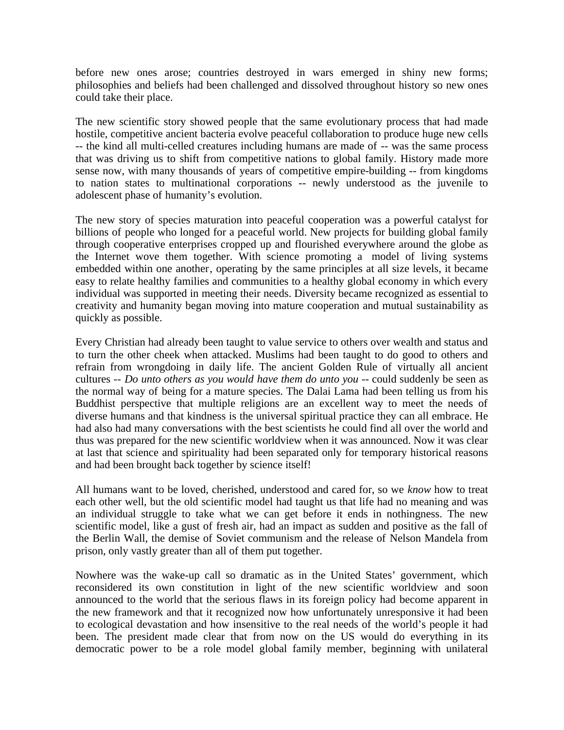before new ones arose; countries destroyed in wars emerged in shiny new forms; philosophies and beliefs had been challenged and dissolved throughout history so new ones could take their place.

The new scientific story showed people that the same evolutionary process that had made hostile, competitive ancient bacteria evolve peaceful collaboration to produce huge new cells -- the kind all multi-celled creatures including humans are made of -- was the same process that was driving us to shift from competitive nations to global family. History made more sense now, with many thousands of years of competitive empire-building -- from kingdoms to nation states to multinational corporations -- newly understood as the juvenile to adolescent phase of humanity's evolution.

The new story of species maturation into peaceful cooperation was a powerful catalyst for billions of people who longed for a peaceful world. New projects for building global family through cooperative enterprises cropped up and flourished everywhere around the globe as the Internet wove them together. With science promoting a model of living systems embedded within one another, operating by the same principles at all size levels, it became easy to relate healthy families and communities to a healthy global economy in which every individual was supported in meeting their needs. Diversity became recognized as essential to creativity and humanity began moving into mature cooperation and mutual sustainability as quickly as possible.

Every Christian had already been taught to value service to others over wealth and status and to turn the other cheek when attacked. Muslims had been taught to do good to others and refrain from wrongdoing in daily life. The ancient Golden Rule of virtually all ancient cultures -- *Do unto others as you would have them do unto you* -- could suddenly be seen as the normal way of being for a mature species. The Dalai Lama had been telling us from his Buddhist perspective that multiple religions are an excellent way to meet the needs of diverse humans and that kindness is the universal spiritual practice they can all embrace. He had also had many conversations with the best scientists he could find all over the world and thus was prepared for the new scientific worldview when it was announced. Now it was clear at last that science and spirituality had been separated only for temporary historical reasons and had been brought back together by science itself!

All humans want to be loved, cherished, understood and cared for, so we *know* how to treat each other well, but the old scientific model had taught us that life had no meaning and was an individual struggle to take what we can get before it ends in nothingness. The new scientific model, like a gust of fresh air, had an impact as sudden and positive as the fall of the Berlin Wall, the demise of Soviet communism and the release of Nelson Mandela from prison, only vastly greater than all of them put together.

Nowhere was the wake-up call so dramatic as in the United States' government, which reconsidered its own constitution in light of the new scientific worldview and soon announced to the world that the serious flaws in its foreign policy had become apparent in the new framework and that it recognized now how unfortunately unresponsive it had been to ecological devastation and how insensitive to the real needs of the world's people it had been. The president made clear that from now on the US would do everything in its democratic power to be a role model global family member, beginning with unilateral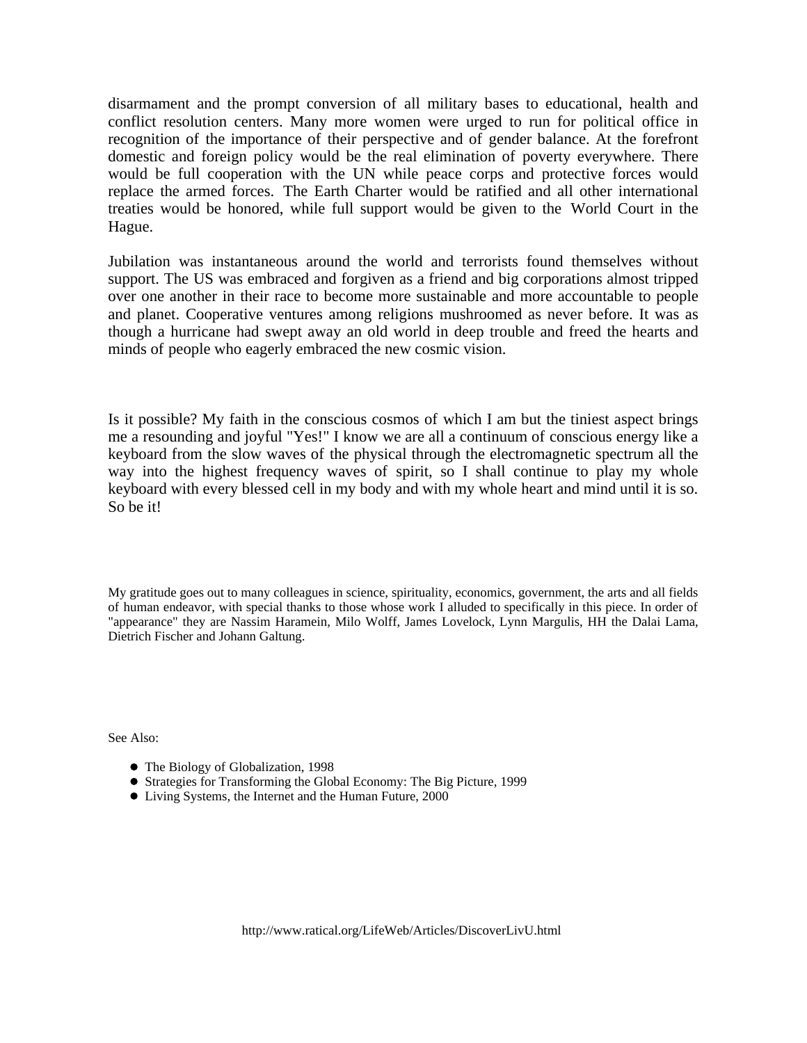disarmament and the prompt conversion of all military bases to educational, health and conflict resolution centers. Many more women were urged to run for political office in recognition of the importance of their perspective and of gender balance. At the forefront domestic and foreign policy would be the real elimination of poverty everywhere. There would be full cooperation with the UN while peace corps and protective forces would replace the armed forces. The Earth Charter would be ratified and all other international treaties would be honored, while full support would be given to the World Court in the Hague.

Jubilation was instantaneous around the world and terrorists found themselves without support. The US was embraced and forgiven as a friend and big corporations almost tripped over one another in their race to become more sustainable and more accountable to people and planet. Cooperative ventures among religions mushroomed as never before. It was as though a hurricane had swept away an old world in deep trouble and freed the hearts and minds of people who eagerly embraced the new cosmic vision.

Is it possible? My faith in the conscious cosmos of which I am but the tiniest aspect brings me a resounding and joyful "Yes!" I know we are all a continuum of conscious energy like a keyboard from the slow waves of the physical through the electromagnetic spectrum all the way into the highest frequency waves of spirit, so I shall continue to play my whole keyboard with every blessed cell in my body and with my whole heart and mind until it is so. So be it!

My gratitude goes out to many colleagues in science, spirituality, economics, government, the arts and all fields of human endeavor, with special thanks to those whose work I alluded to specifically in this piece. In order of "appearance" they are Nassim Haramein, Milo Wolff, James Lovelock, Lynn Margulis, HH the Dalai Lama, Dietrich Fischer and Johann Galtung.

See Also:

- The Biology of Globalization, 1998
- Strategies for Transforming the Global Economy: The Big Picture, 1999
- Living Systems, the Internet and the Human Future, 2000

http://www.ratical.org/LifeWeb/Articles/DiscoverLivU.html